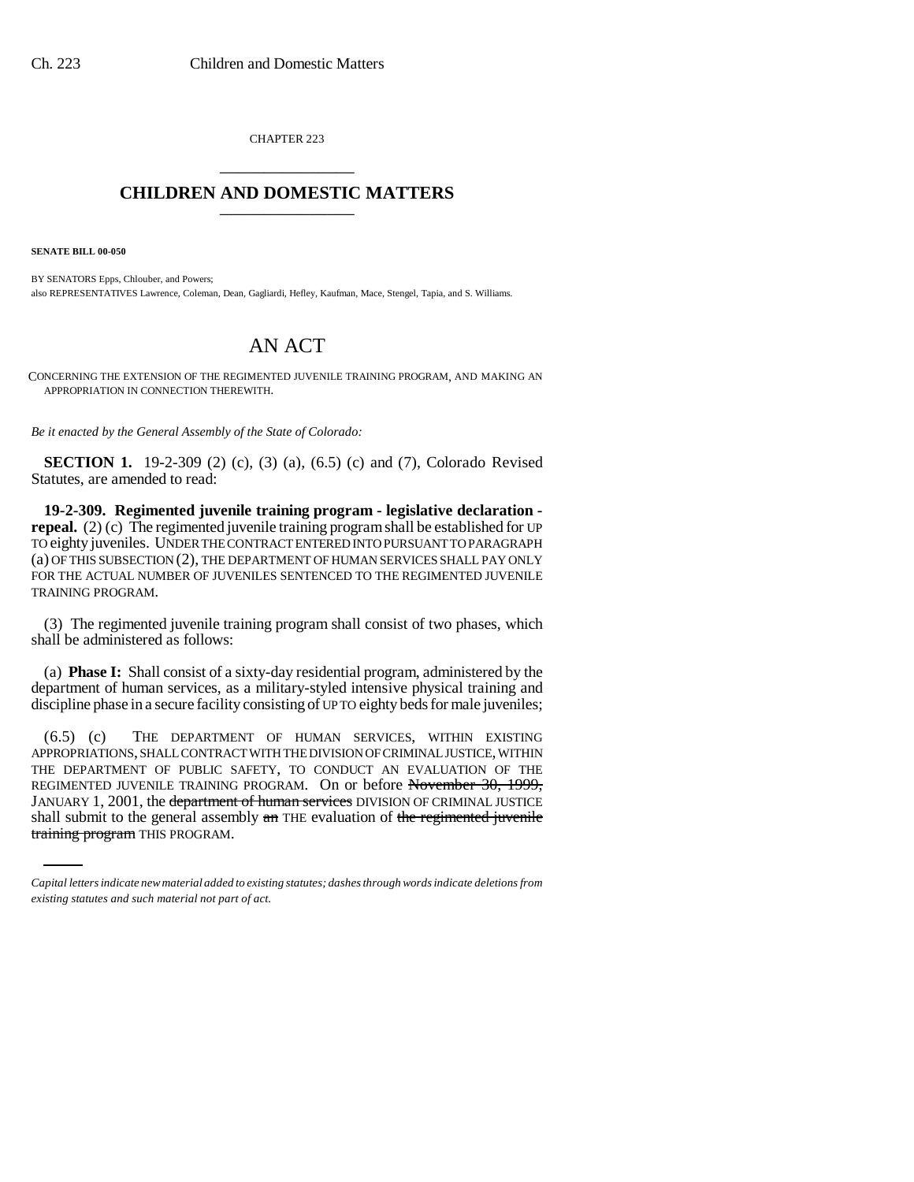CHAPTER 223

# CHILDREN AND DOMESTIC MATTERS

**SENATE BILL 00-050**

BY SENATORS Epps, Chlouber, and Powers;
also REPRESENTATIVES Lawrence, Coleman, Dean, Gagliardi, Hefley, Kaufman, Mace, Stengel, Tapia, and S. Williams.

# AN ACT

CONCERNING THE EXTENSION OF THE REGIMENTED JUVENILE TRAINING PROGRAM, AND MAKING AN APPROPRIATION IN CONNECTION THEREWITH.

*Be it enacted by the General Assembly of the State of Colorado:*

**SECTION 1.** 19-2-309 (2) (c), (3) (a), (6.5) (c) and (7), Colorado Revised Statutes, are amended to read:

**19-2-309. Regimented juvenile training program - legislative declaration - repeal.** (2) (c) The regimented juvenile training program shall be established for UP TO eighty juveniles. UNDER THE CONTRACT ENTERED INTO PURSUANT TO PARAGRAPH (a) OF THIS SUBSECTION (2), THE DEPARTMENT OF HUMAN SERVICES SHALL PAY ONLY FOR THE ACTUAL NUMBER OF JUVENILES SENTENCED TO THE REGIMENTED JUVENILE TRAINING PROGRAM.

(3) The regimented juvenile training program shall consist of two phases, which shall be administered as follows:

(a) **Phase I:** Shall consist of a sixty-day residential program, administered by the department of human services, as a military-styled intensive physical training and discipline phase in a secure facility consisting of UP TO eighty beds for male juveniles;

(6.5) (c) THE DEPARTMENT OF HUMAN SERVICES, WITHIN EXISTING APPROPRIATIONS, SHALL CONTRACT WITH THE DIVISION OF CRIMINAL JUSTICE, WITHIN THE DEPARTMENT OF PUBLIC SAFETY, TO CONDUCT AN EVALUATION OF THE REGIMENTED JUVENILE TRAINING PROGRAM. On or before ~~November 30, 1999,~~ JANUARY 1, 2001, the ~~department of human services~~ DIVISION OF CRIMINAL JUSTICE shall submit to the general assembly ~~an~~ THE evaluation of ~~the regimented juvenile training program~~ THIS PROGRAM.

*Capital letters indicate new material added to existing statutes; dashes through words indicate deletions from existing statutes and such material not part of act.*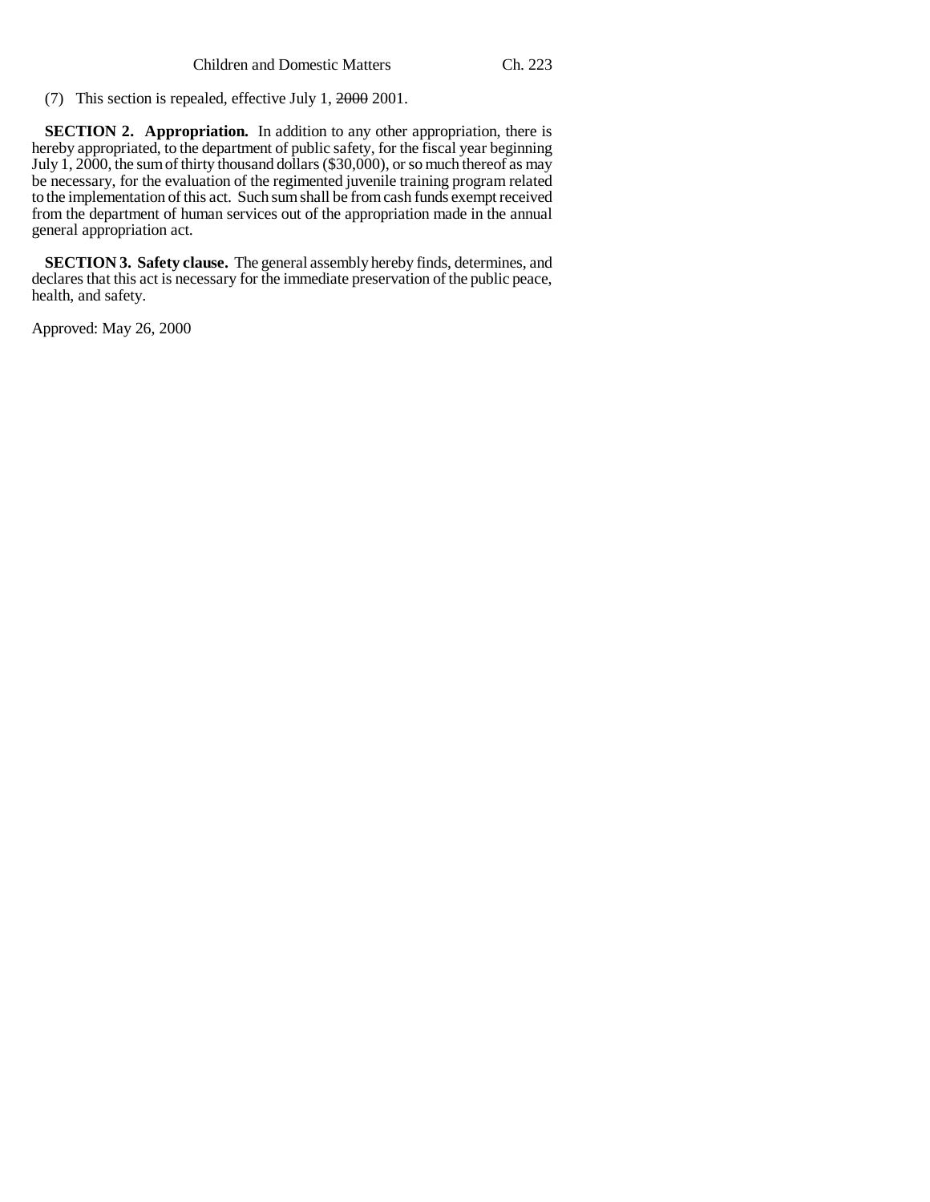(7) This section is repealed, effective July 1, ~~2000~~ 2001.

**SECTION 2. Appropriation.** In addition to any other appropriation, there is hereby appropriated, to the department of public safety, for the fiscal year beginning July 1, 2000, the sum of thirty thousand dollars ($30,000), or so much thereof as may be necessary, for the evaluation of the regimented juvenile training program related to the implementation of this act. Such sum shall be from cash funds exempt received from the department of human services out of the appropriation made in the annual general appropriation act.

**SECTION 3. Safety clause.** The general assembly hereby finds, determines, and declares that this act is necessary for the immediate preservation of the public peace, health, and safety.

Approved: May 26, 2000